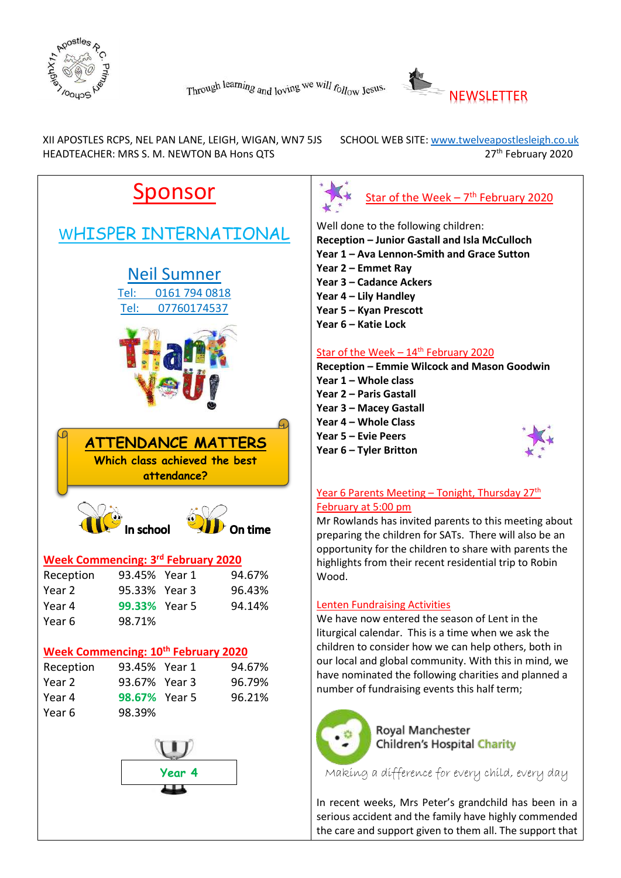Through learning and loving we will follow Jesus.

NEWSLETTER

XII APOSTLES RCPS, NEL PAN LANE, LEIGH, WIGAN, WN7 5JS
HEADTEACHER: MRS S. M. NEWTON BA Hons QTS

SCHOOL WEB SITE: www.twelveapostlesleigh.co.uk
27th February 2020

# Sponsor

## WHISPER INTERNATIONAL

### Neil Sumner

Tel: 0161 794 0818
Tel: 07760114537

Thank You!

## ATTENDANCE MATTERS

**Which class achieved the best attendance?**

In school — On time

### Week Commencing: 3rd February 2020

| Class | % | Class | % |
|---|---|---|---|
| Reception | 93.45% | Year 1 | 94.67% |
| Year 2 | 95.33% | Year 3 | 96.43% |
| Year 4 | **99.33%** | Year 5 | 94.14% |
| Year 6 | 98.71% | | |

### Week Commencing: 10th February 2020

| Class | % | Class | % |
|---|---|---|---|
| Reception | 93.45% | Year 1 | 94.67% |
| Year 2 | 93.67% | Year 3 | 96.79% |
| Year 4 | **98.67%** | Year 5 | 96.21% |
| Year 6 | 98.39% | | |

**Year 4**

### Star of the Week – 7th February 2020

Well done to the following children:

**Reception – Junior Gastall and Isla McCulloch**
**Year 1 – Ava Lennon-Smith and Grace Sutton**
**Year 2 – Emmet Ray**
**Year 3 – Cadance Ackers**
**Year 4 – Lily Handley**
**Year 5 – Kyan Prescott**
**Year 6 – Katie Lock**

### Star of the Week – 14th February 2020

**Reception – Emmie Wilcock and Mason Goodwin**
**Year 1 – Whole class**
**Year 2 – Paris Gastall**
**Year 3 – Macey Gastall**
**Year 4 – Whole Class**
**Year 5 – Evie Peers**
**Year 6 – Tyler Britton**

### Year 6 Parents Meeting – Tonight, Thursday 27th February at 5:00 pm

Mr Rowlands has invited parents to this meeting about preparing the children for SATs. There will also be an opportunity for the children to share with parents the highlights from their recent residential trip to Robin Wood.

### Lenten Fundraising Activities

We have now entered the season of Lent in the liturgical calendar. This is a time when we ask the children to consider how we can help others, both in our local and global community. With this in mind, we have nominated the following charities and planned a number of fundraising events this half term;

Royal Manchester Children's Hospital Charity

*Making a difference for every child, every day*

In recent weeks, Mrs Peter's grandchild has been in a serious accident and the family have highly commended the care and support given to them all. The support that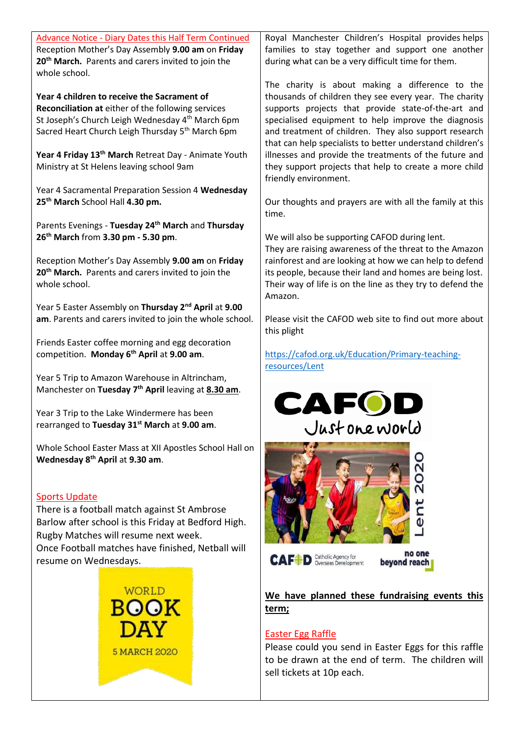## Advance Notice - Diary Dates this Half Term Continued

Reception Mother's Day Assembly **9.00 am** on **Friday 20th March.** Parents and carers invited to join the whole school.

**Year 4 children to receive the Sacrament of Reconciliation at** either of the following services
St Joseph's Church Leigh Wednesday 4th March 6pm
Sacred Heart Church Leigh Thursday 5th March 6pm

**Year 4 Friday 13th March** Retreat Day - Animate Youth Ministry at St Helens leaving school 9am

Year 4 Sacramental Preparation Session 4 **Wednesday 25th March** School Hall **4.30 pm.**

Parents Evenings - **Tuesday 24th March** and **Thursday 26th March** from **3.30 pm - 5.30 pm**.

Reception Mother's Day Assembly **9.00 am** on **Friday 20th March.** Parents and carers invited to join the whole school.

Year 5 Easter Assembly on **Thursday 2nd April** at **9.00 am**. Parents and carers invited to join the whole school.

Friends Easter coffee morning and egg decoration competition. **Monday 6th April** at **9.00 am**.

Year 5 Trip to Amazon Warehouse in Altrincham, Manchester on **Tuesday 7th April** leaving at **8.30 am**.

Year 3 Trip to the Lake Windermere has been rearranged to **Tuesday 31st March** at **9.00 am**.

Whole School Easter Mass at XII Apostles School Hall on **Wednesday 8th April** at **9.30 am**.

## Sports Update

There is a football match against St Ambrose Barlow after school is this Friday at Bedford High.
Rugby Matches will resume next week.
Once Football matches have finished, Netball will resume on Wednesdays.

WORLD BOOK DAY 5 MARCH 2020

Royal Manchester Children's Hospital provides helps families to stay together and support one another during what can be a very difficult time for them.

The charity is about making a difference to the thousands of children they see every year. The charity supports projects that provide state-of-the-art and specialised equipment to help improve the diagnosis and treatment of children. They also support research that can help specialists to better understand children's illnesses and provide the treatments of the future and they support projects that help to create a more child friendly environment.

Our thoughts and prayers are with all the family at this time.

We will also be supporting CAFOD during lent.
They are raising awareness of the threat to the Amazon rainforest and are looking at how we can help to defend its people, because their land and homes are being lost. Their way of life is on the line as they try to defend the Amazon.

Please visit the CAFOD web site to find out more about this plight

https://cafod.org.uk/Education/Primary-teaching-resources/Lent

CAFOD Just one world

Lent 2020

CAFOD Catholic Agency for Overseas Development — no one beyond reach

**We have planned these fundraising events this term;**

## Easter Egg Raffle

Please could you send in Easter Eggs for this raffle to be drawn at the end of term. The children will sell tickets at 10p each.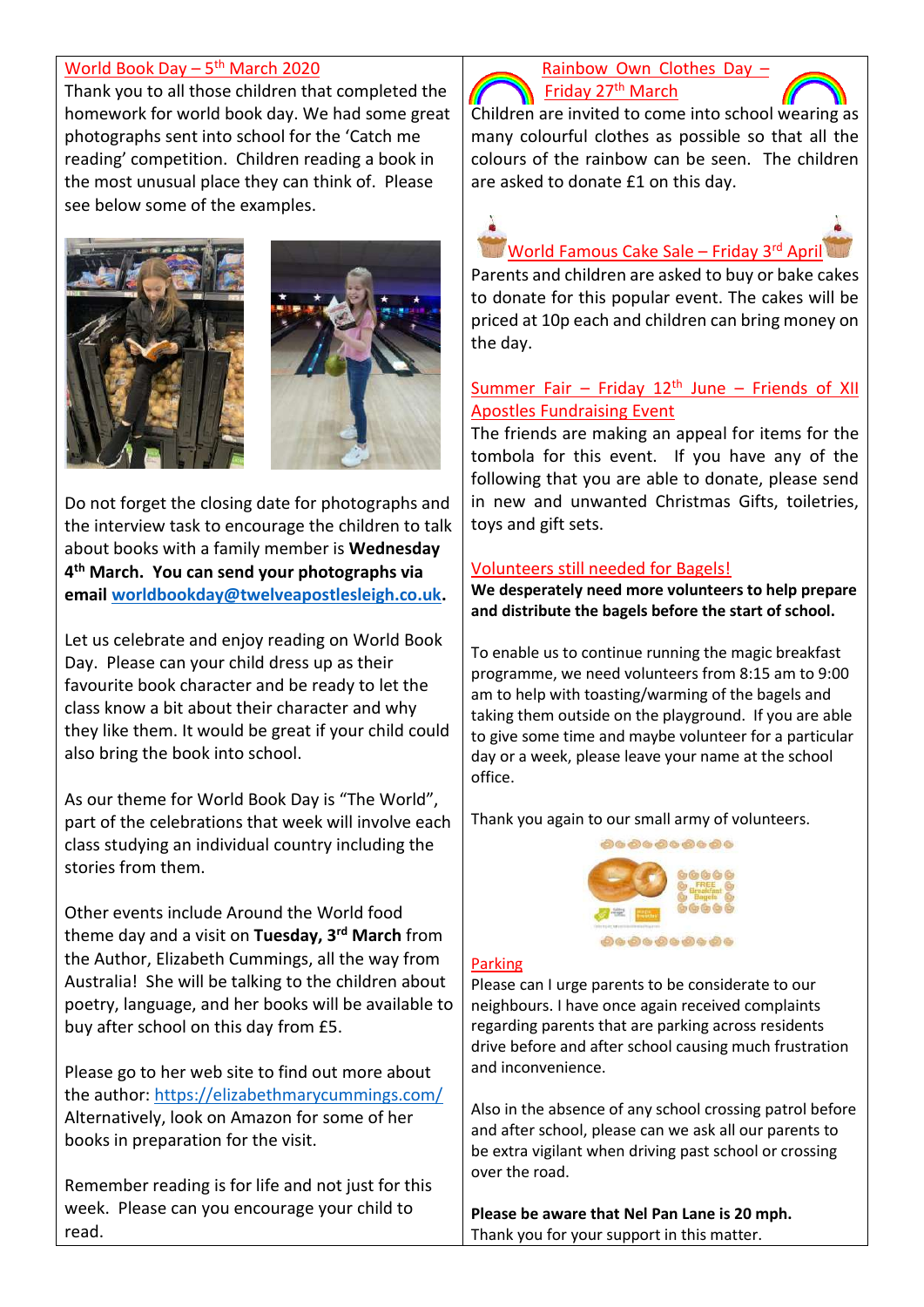## World Book Day – 5th March 2020

Thank you to all those children that completed the homework for world book day. We had some great photographs sent into school for the 'Catch me reading' competition. Children reading a book in the most unusual place they can think of. Please see below some of the examples.

Do not forget the closing date for photographs and the interview task to encourage the children to talk about books with a family member is **Wednesday 4th March. You can send your photographs via email [worldbookday@twelveapostlesleigh.co.uk](mailto:worldbookday@twelveapostlesleigh.co.uk).**

Let us celebrate and enjoy reading on World Book Day. Please can your child dress up as their favourite book character and be ready to let the class know a bit about their character and why they like them. It would be great if your child could also bring the book into school.

As our theme for World Book Day is "The World", part of the celebrations that week will involve each class studying an individual country including the stories from them.

Other events include Around the World food theme day and a visit on **Tuesday, 3rd March** from the Author, Elizabeth Cummings, all the way from Australia! She will be talking to the children about poetry, language, and her books will be available to buy after school on this day from £5.

Please go to her web site to find out more about the author: [https://elizabethmarycummings.com/](https://elizabethmarycummings.com/) Alternatively, look on Amazon for some of her books in preparation for the visit.

Remember reading is for life and not just for this week. Please can you encourage your child to read.

## Rainbow Own Clothes Day – Friday 27th March

Children are invited to come into school wearing as many colourful clothes as possible so that all the colours of the rainbow can be seen. The children are asked to donate £1 on this day.

## World Famous Cake Sale – Friday 3rd April

Parents and children are asked to buy or bake cakes to donate for this popular event. The cakes will be priced at 10p each and children can bring money on the day.

## Summer Fair – Friday 12th June – Friends of XII Apostles Fundraising Event

The friends are making an appeal for items for the tombola for this event. If you have any of the following that you are able to donate, please send in new and unwanted Christmas Gifts, toiletries, toys and gift sets.

## Volunteers still needed for Bagels!

**We desperately need more volunteers to help prepare and distribute the bagels before the start of school.**

To enable us to continue running the magic breakfast programme, we need volunteers from 8:15 am to 9:00 am to help with toasting/warming of the bagels and taking them outside on the playground. If you are able to give some time and maybe volunteer for a particular day or a week, please leave your name at the school office.

Thank you again to our small army of volunteers.

## Parking

Please can I urge parents to be considerate to our neighbours. I have once again received complaints regarding parents that are parking across residents drive before and after school causing much frustration and inconvenience.

Also in the absence of any school crossing patrol before and after school, please can we ask all our parents to be extra vigilant when driving past school or crossing over the road.

**Please be aware that Nel Pan Lane is 20 mph.**

Thank you for your support in this matter.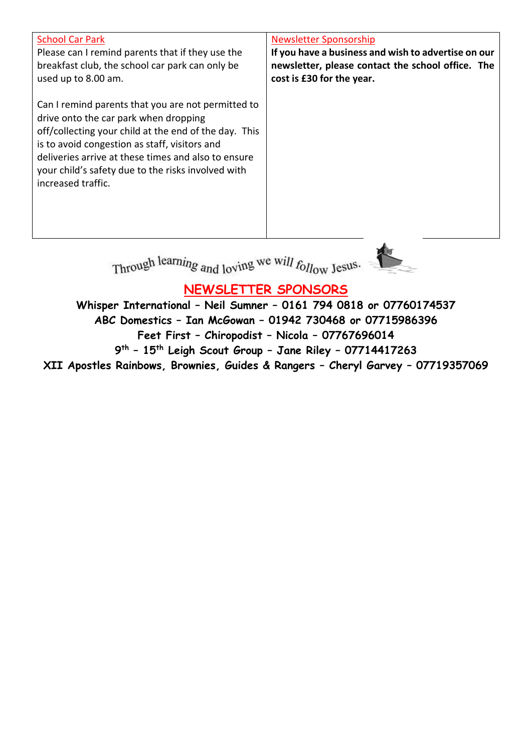## School Car Park

Please can I remind parents that if they use the breakfast club, the school car park can only be used up to 8.00 am.

Can I remind parents that you are not permitted to drive onto the car park when dropping off/collecting your child at the end of the day. This is to avoid congestion as staff, visitors and deliveries arrive at these times and also to ensure your child's safety due to the risks involved with increased traffic.

## Newsletter Sponsorship

**If you have a business and wish to advertise on our newsletter, please contact the school office. The cost is £30 for the year.**

Through learning and loving we will follow Jesus.

## NEWSLETTER SPONSORS

**Whisper International – Neil Sumner – 0161 794 0818 or 07760174537**
**ABC Domestics – Ian McGowan – 01942 730468 or 07715986396**
**Feet First – Chiropodist – Nicola – 07767696014**
**9th – 15th Leigh Scout Group – Jane Riley – 07714417263**
**XII Apostles Rainbows, Brownies, Guides & Rangers – Cheryl Garvey – 07719357069**